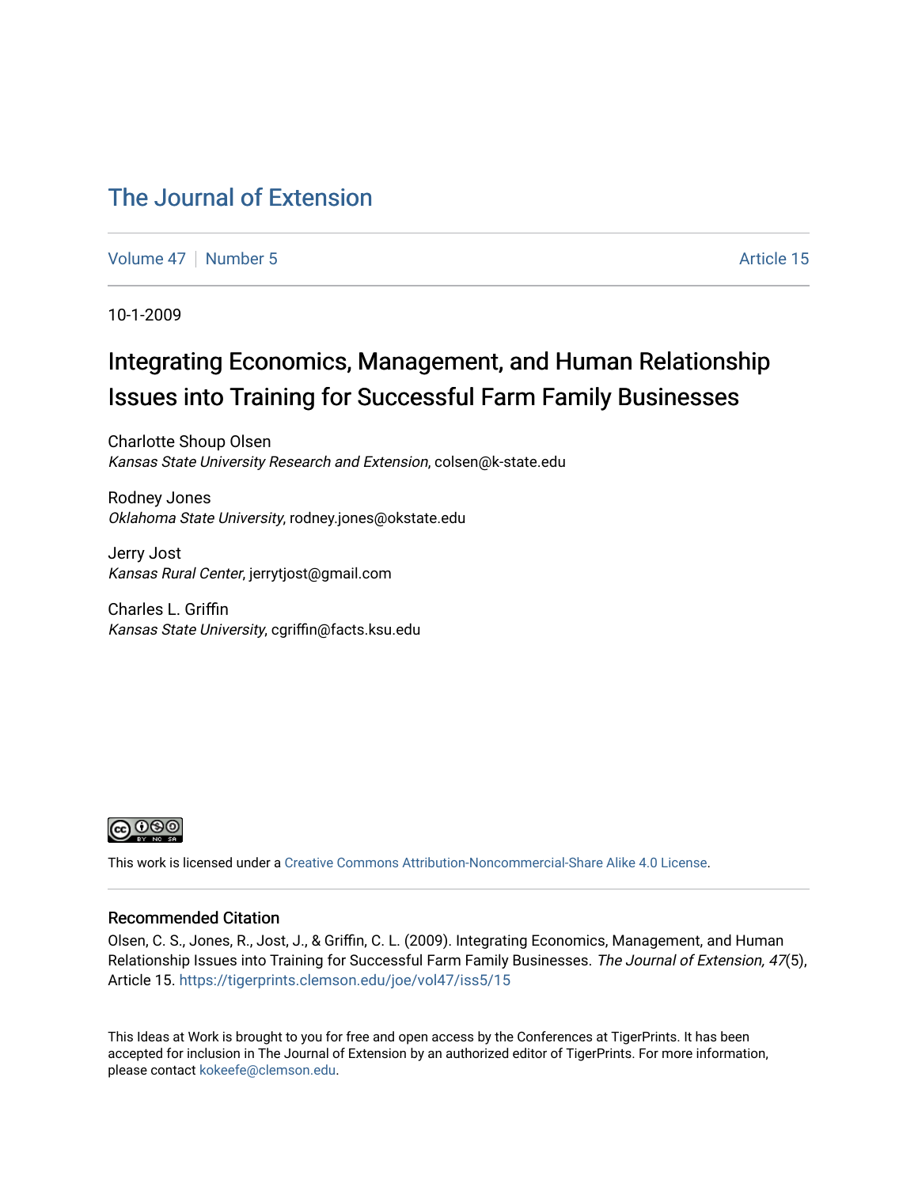# The Journal of Extension

Volume 47 | Number 5 | Article 15

10-1-2009

## Integrating Economics, Management, and Human Relationship Issues into Training for Successful Farm Family Businesses

Charlotte Shoup Olsen
*Kansas State University Research and Extension*, colsen@k-state.edu

Rodney Jones
*Oklahoma State University*, rodney.jones@okstate.edu

Jerry Jost
*Kansas Rural Center*, jerrytjost@gmail.com

Charles L. Griffin
*Kansas State University*, cgriffin@facts.ksu.edu

This work is licensed under a Creative Commons Attribution-Noncommercial-Share Alike 4.0 License.

### Recommended Citation

Olsen, C. S., Jones, R., Jost, J., & Griffin, C. L. (2009). Integrating Economics, Management, and Human Relationship Issues into Training for Successful Farm Family Businesses. *The Journal of Extension, 47*(5), Article 15. https://tigerprints.clemson.edu/joe/vol47/iss5/15

This Ideas at Work is brought to you for free and open access by the Conferences at TigerPrints. It has been accepted for inclusion in The Journal of Extension by an authorized editor of TigerPrints. For more information, please contact kokeefe@clemson.edu.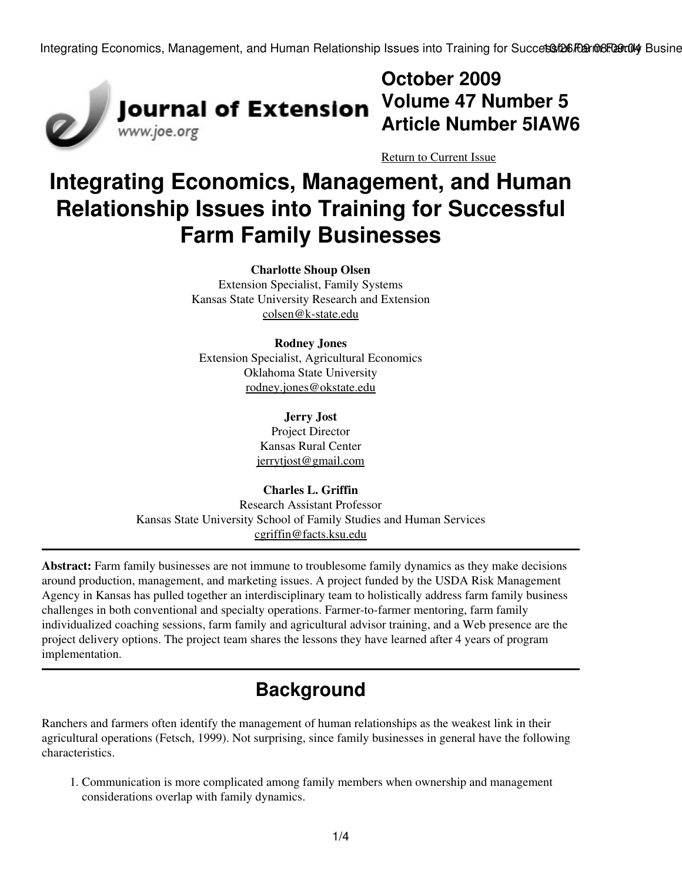# Integrating Economics, Management, and Human Relationship Issues into Training for Successful Farm Family Businesses

**Charlotte Shoup Olsen**
Extension Specialist, Family Systems
Kansas State University Research and Extension
colsen@k-state.edu

**Rodney Jones**
Extension Specialist, Agricultural Economics
Oklahoma State University
rodney.jones@okstate.edu

**Jerry Jost**
Project Director
Kansas Rural Center
jerrytjost@gmail.com

**Charles L. Griffin**
Research Assistant Professor
Kansas State University School of Family Studies and Human Services
cgriffin@facts.ksu.edu

**Abstract:** Farm family businesses are not immune to troublesome family dynamics as they make decisions around production, management, and marketing issues. A project funded by the USDA Risk Management Agency in Kansas has pulled together an interdisciplinary team to holistically address farm family business challenges in both conventional and specialty operations. Farmer-to-farmer mentoring, farm family individualized coaching sessions, farm family and agricultural advisor training, and a Web presence are the project delivery options. The project team shares the lessons they have learned after 4 years of program implementation.

## Background

Ranchers and farmers often identify the management of human relationships as the weakest link in their agricultural operations (Fetsch, 1999). Not surprising, since family businesses in general have the following characteristics.

1. Communication is more complicated among family members when ownership and management considerations overlap with family dynamics.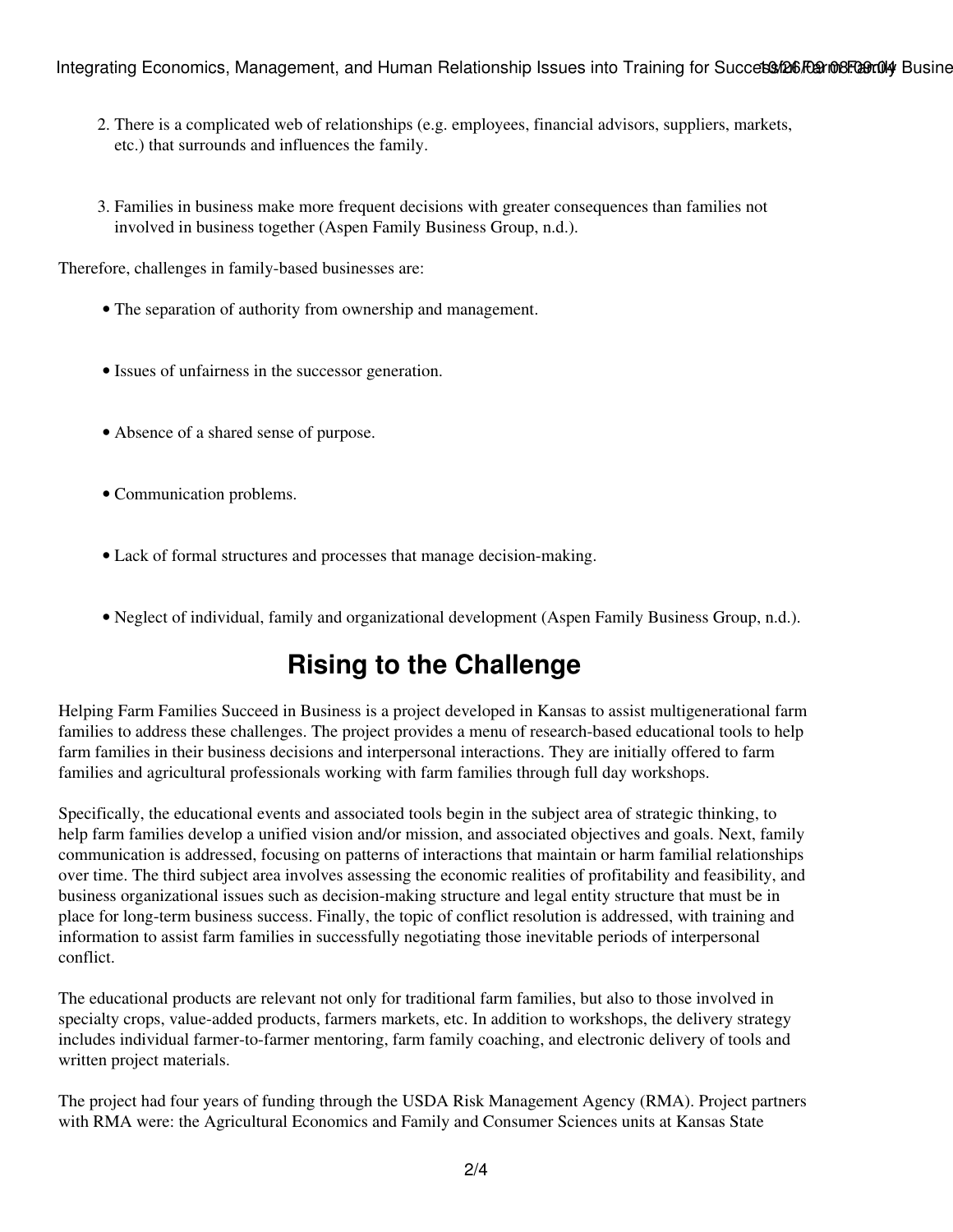2. There is a complicated web of relationships (e.g. employees, financial advisors, suppliers, markets, etc.) that surrounds and influences the family.
3. Families in business make more frequent decisions with greater consequences than families not involved in business together (Aspen Family Business Group, n.d.).

Therefore, challenges in family-based businesses are:

- The separation of authority from ownership and management.
- Issues of unfairness in the successor generation.
- Absence of a shared sense of purpose.
- Communication problems.
- Lack of formal structures and processes that manage decision-making.
- Neglect of individual, family and organizational development (Aspen Family Business Group, n.d.).

## Rising to the Challenge

Helping Farm Families Succeed in Business is a project developed in Kansas to assist multigenerational farm families to address these challenges. The project provides a menu of research-based educational tools to help farm families in their business decisions and interpersonal interactions. They are initially offered to farm families and agricultural professionals working with farm families through full day workshops.

Specifically, the educational events and associated tools begin in the subject area of strategic thinking, to help farm families develop a unified vision and/or mission, and associated objectives and goals. Next, family communication is addressed, focusing on patterns of interactions that maintain or harm familial relationships over time. The third subject area involves assessing the economic realities of profitability and feasibility, and business organizational issues such as decision-making structure and legal entity structure that must be in place for long-term business success. Finally, the topic of conflict resolution is addressed, with training and information to assist farm families in successfully negotiating those inevitable periods of interpersonal conflict.

The educational products are relevant not only for traditional farm families, but also to those involved in specialty crops, value-added products, farmers markets, etc. In addition to workshops, the delivery strategy includes individual farmer-to-farmer mentoring, farm family coaching, and electronic delivery of tools and written project materials.

The project had four years of funding through the USDA Risk Management Agency (RMA). Project partners with RMA were: the Agricultural Economics and Family and Consumer Sciences units at Kansas State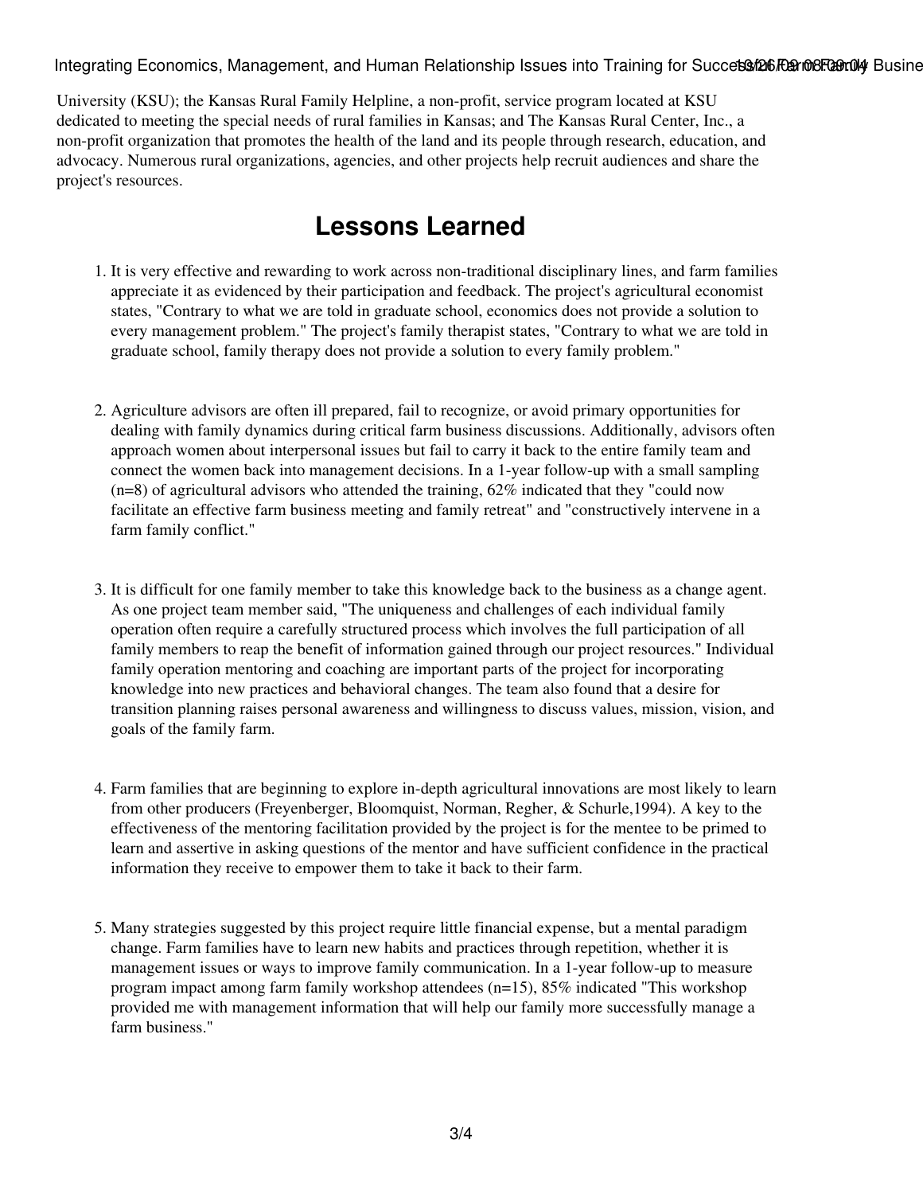University (KSU); the Kansas Rural Family Helpline, a non-profit, service program located at KSU dedicated to meeting the special needs of rural families in Kansas; and The Kansas Rural Center, Inc., a non-profit organization that promotes the health of the land and its people through research, education, and advocacy. Numerous rural organizations, agencies, and other projects help recruit audiences and share the project's resources.

## Lessons Learned

1. It is very effective and rewarding to work across non-traditional disciplinary lines, and farm families appreciate it as evidenced by their participation and feedback. The project's agricultural economist states, "Contrary to what we are told in graduate school, economics does not provide a solution to every management problem." The project's family therapist states, "Contrary to what we are told in graduate school, family therapy does not provide a solution to every family problem."

2. Agriculture advisors are often ill prepared, fail to recognize, or avoid primary opportunities for dealing with family dynamics during critical farm business discussions. Additionally, advisors often approach women about interpersonal issues but fail to carry it back to the entire family team and connect the women back into management decisions. In a 1-year follow-up with a small sampling (n=8) of agricultural advisors who attended the training, 62% indicated that they "could now facilitate an effective farm business meeting and family retreat" and "constructively intervene in a farm family conflict."

3. It is difficult for one family member to take this knowledge back to the business as a change agent. As one project team member said, "The uniqueness and challenges of each individual family operation often require a carefully structured process which involves the full participation of all family members to reap the benefit of information gained through our project resources." Individual family operation mentoring and coaching are important parts of the project for incorporating knowledge into new practices and behavioral changes. The team also found that a desire for transition planning raises personal awareness and willingness to discuss values, mission, vision, and goals of the family farm.

4. Farm families that are beginning to explore in-depth agricultural innovations are most likely to learn from other producers (Freyenberger, Bloomquist, Norman, Regher, & Schurle,1994). A key to the effectiveness of the mentoring facilitation provided by the project is for the mentee to be primed to learn and assertive in asking questions of the mentor and have sufficient confidence in the practical information they receive to empower them to take it back to their farm.

5. Many strategies suggested by this project require little financial expense, but a mental paradigm change. Farm families have to learn new habits and practices through repetition, whether it is management issues or ways to improve family communication. In a 1-year follow-up to measure program impact among farm family workshop attendees (n=15), 85% indicated "This workshop provided me with management information that will help our family more successfully manage a farm business."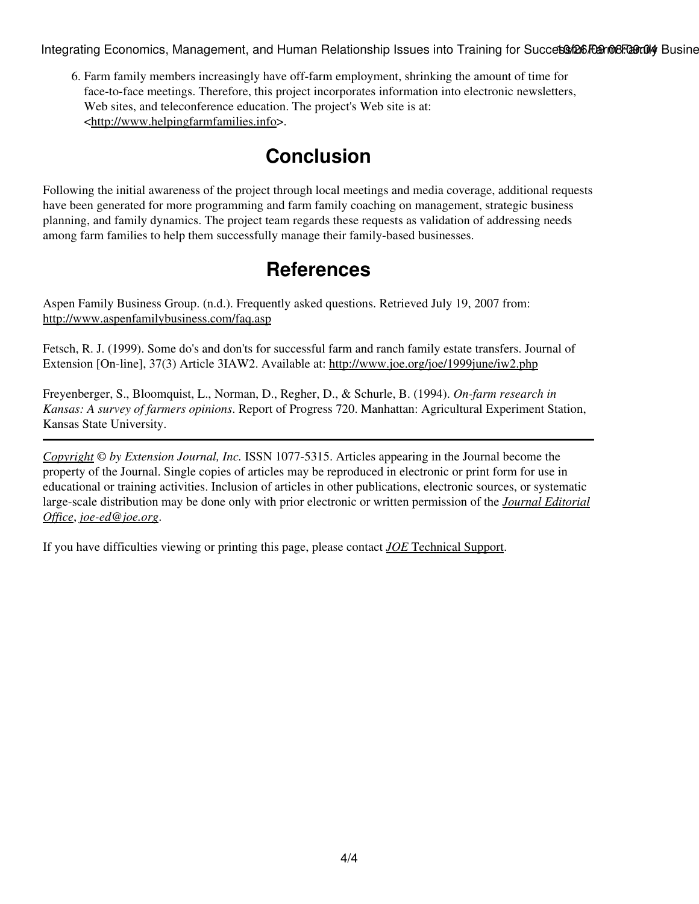6. Farm family members increasingly have off-farm employment, shrinking the amount of time for face-to-face meetings. Therefore, this project incorporates information into electronic newsletters, Web sites, and teleconference education. The project's Web site is at: <http://www.helpingfarmfamilies.info>.

## Conclusion

Following the initial awareness of the project through local meetings and media coverage, additional requests have been generated for more programming and farm family coaching on management, strategic business planning, and family dynamics. The project team regards these requests as validation of addressing needs among farm families to help them successfully manage their family-based businesses.

## References

Aspen Family Business Group. (n.d.). Frequently asked questions. Retrieved July 19, 2007 from: http://www.aspenfamilybusiness.com/faq.asp

Fetsch, R. J. (1999). Some do's and don'ts for successful farm and ranch family estate transfers. Journal of Extension [On-line], 37(3) Article 3IAW2. Available at: http://www.joe.org/joe/1999june/iw2.php

Freyenberger, S., Bloomquist, L., Norman, D., Regher, D., & Schurle, B. (1994). *On-farm research in Kansas: A survey of farmers opinions*. Report of Progress 720. Manhattan: Agricultural Experiment Station, Kansas State University.

---

*Copyright © by Extension Journal, Inc.* ISSN 1077-5315. Articles appearing in the Journal become the property of the Journal. Single copies of articles may be reproduced in electronic or print form for use in educational or training activities. Inclusion of articles in other publications, electronic sources, or systematic large-scale distribution may be done only with prior electronic or written permission of the *Journal Editorial Office*, *joe-ed@joe.org*.

If you have difficulties viewing or printing this page, please contact *JOE* Technical Support.